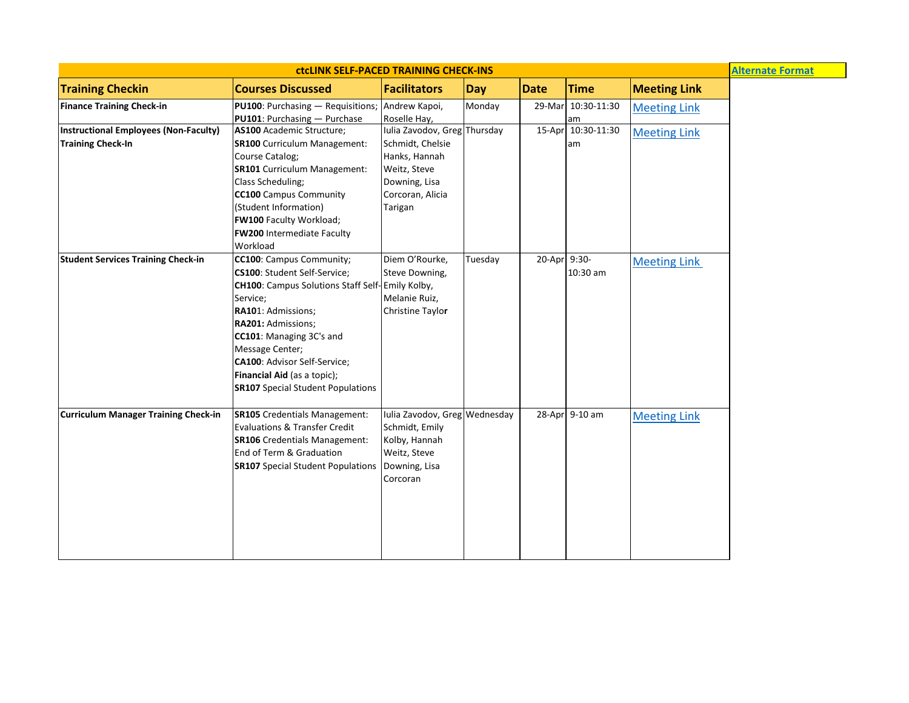# ctcLINK SELF-PACED TRAINING CHECK-INS

[Alternate Format]

| Training Checkin | Courses Discussed | Facilitators | Day | Date | Time | Meeting Link |
| --- | --- | --- | --- | --- | --- | --- |
| **Finance Training Check-in** | **PU100**: Purchasing — Requisitions; **PU101**: Purchasing — Purchase | Andrew Kapoi, Roselle Hay, | Monday | 29-Mar | 10:30-11:30 am | Meeting Link |
| **Instructional Employees (Non-Faculty) Training Check-In** | **AS100** Academic Structure; **SR100** Curriculum Management: Course Catalog; **SR101** Curriculum Management: Class Scheduling; **CC100** Campus Community (Student Information) **FW100** Faculty Workload; **FW200** Intermediate Faculty Workload | Iulia Zavodov, Greg Schmidt, Chelsie Hanks, Hannah Weitz, Steve Downing, Lisa Corcoran, Alicia Tarigan | Thursday | 15-Apr | 10:30-11:30 am | Meeting Link |
| **Student Services Training Check-in** | **CC100**: Campus Community; **CS100**: Student Self-Service; **CH100**: Campus Solutions Staff Self-Service; **RA101**: Admissions; **RA201:** Admissions; **CC101**: Managing 3C's and Message Center; **CA100**: Advisor Self-Service; **Financial Aid** (as a topic); **SR107** Special Student Populations | Diem O'Rourke, Steve Downing, Emily Kolby, Melanie Ruiz, Christine Taylor | Tuesday | 20-Apr | 9:30-10:30 am | Meeting Link |
| **Curriculum Manager Training Check-in** | **SR105** Credentials Management: Evaluations & Transfer Credit **SR106** Credentials Management: End of Term & Graduation **SR107** Special Student Populations | Iulia Zavodov, Greg Schmidt, Emily Kolby, Hannah Weitz, Steve Downing, Lisa Corcoran | Wednesday | 28-Apr | 9-10 am | Meeting Link |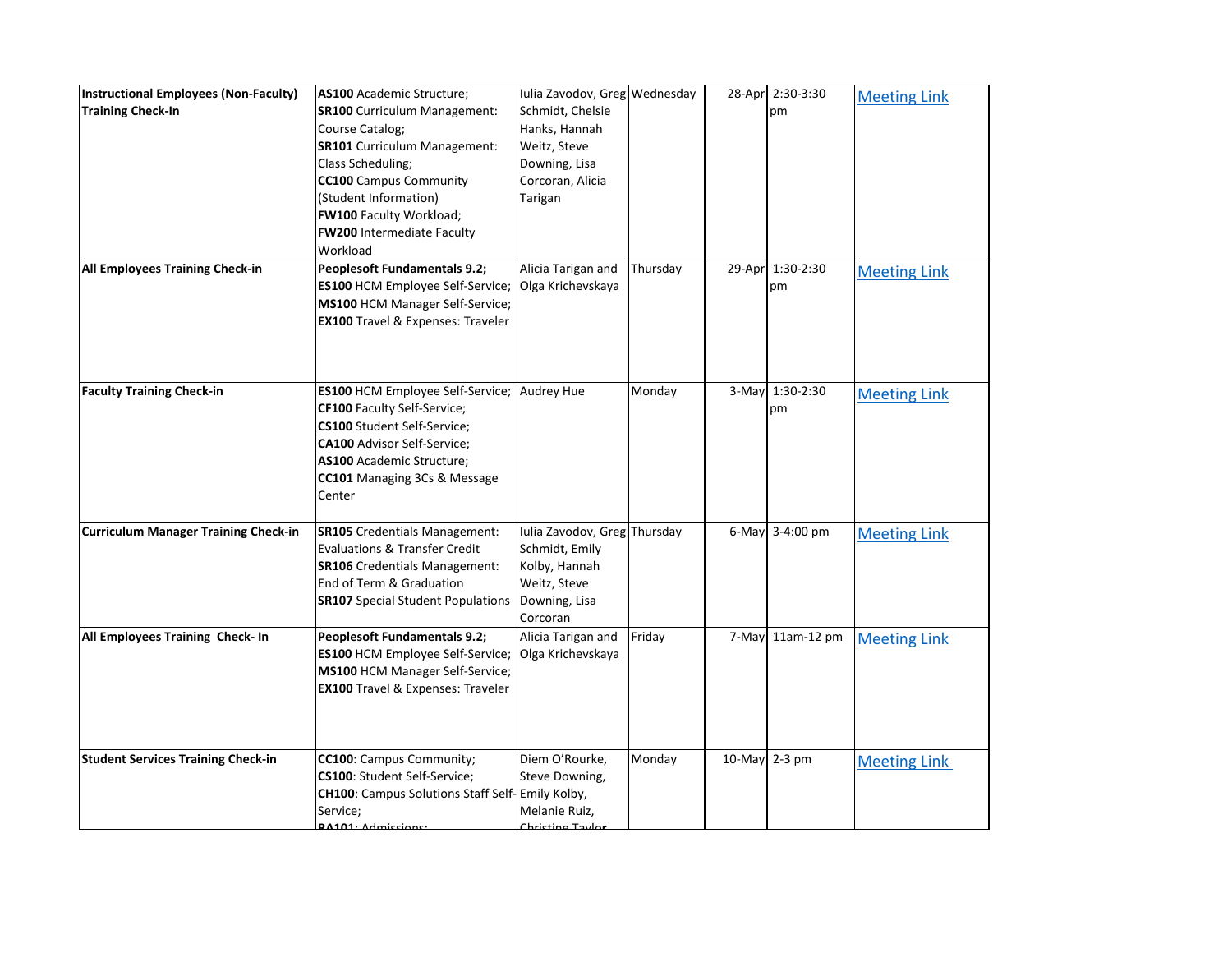| Instructional Employees (Non-Faculty) Training Check-In | **AS100** Academic Structure; **SR100** Curriculum Management: Course Catalog; **SR101** Curriculum Management: Class Scheduling; **CC100** Campus Community (Student Information) **FW100** Faculty Workload; **FW200** Intermediate Faculty Workload | Iulia Zavodov, Greg Schmidt, Chelsie Hanks, Hannah Weitz, Steve Downing, Lisa Corcoran, Alicia Tarigan | Wednesday | 28-Apr | 2:30-3:30 pm | Meeting Link |
|---|---|---|---|---|---|---|
| **All Employees Training Check-in** | **Peoplesoft Fundamentals 9.2; ES100** HCM Employee Self-Service; **MS100** HCM Manager Self-Service; **EX100** Travel & Expenses: Traveler | Alicia Tarigan and Olga Krichevskaya | Thursday | 29-Apr | 1:30-2:30 pm | Meeting Link |
| **Faculty Training Check-in** | **ES100** HCM Employee Self-Service; **CF100** Faculty Self-Service; **CS100** Student Self-Service; **CA100** Advisor Self-Service; **AS100** Academic Structure; **CC101** Managing 3Cs & Message Center | Audrey Hue | Monday | 3-May | 1:30-2:30 pm | Meeting Link |
| **Curriculum Manager Training Check-in** | **SR105** Credentials Management: Evaluations & Transfer Credit **SR106** Credentials Management: End of Term & Graduation **SR107** Special Student Populations | Iulia Zavodov, Greg Schmidt, Emily Kolby, Hannah Weitz, Steve Downing, Lisa Corcoran | Thursday | 6-May | 3-4:00 pm | Meeting Link |
| **All Employees Training Check- In** | **Peoplesoft Fundamentals 9.2; ES100** HCM Employee Self-Service; **MS100** HCM Manager Self-Service; **EX100** Travel & Expenses: Traveler | Alicia Tarigan and Olga Krichevskaya | Friday | 7-May | 11am-12 pm | Meeting Link |
| **Student Services Training Check-in** | **CC100**: Campus Community; **CS100**: Student Self-Service; **CH100**: Campus Solutions Staff Self-Service; **RA101**: Admissions; | Diem O'Rourke, Steve Downing, Emily Kolby, Melanie Ruiz, Christine Taylor | Monday | 10-May | 2-3 pm | Meeting Link |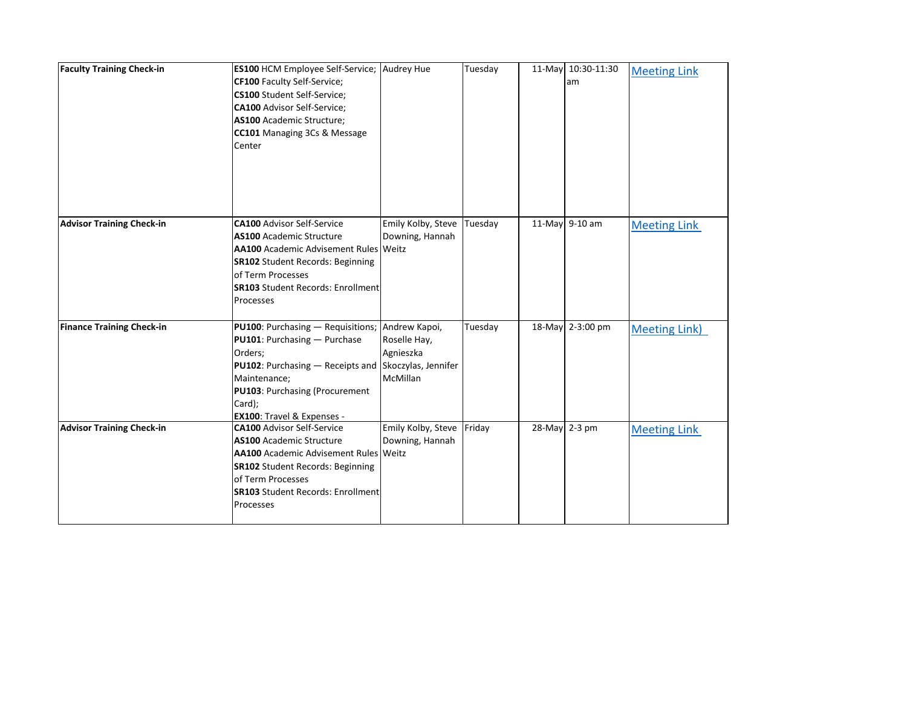| | | | | | | |
|---|---|---|---|---|---|---|
| **Faculty Training Check-in** | **ES100** HCM Employee Self-Service; **CF100** Faculty Self-Service; **CS100** Student Self-Service; **CA100** Advisor Self-Service; **AS100** Academic Structure; **CC101** Managing 3Cs & Message Center | Audrey Hue | Tuesday | 11-May | 10:30-11:30 am | Meeting Link |
| **Advisor Training Check-in** | **CA100** Advisor Self-Service **AS100** Academic Structure **AA100** Academic Advisement Rules **SR102** Student Records: Beginning of Term Processes **SR103** Student Records: Enrollment Processes | Emily Kolby, Steve Downing, Hannah Weitz | Tuesday | 11-May | 9-10 am | Meeting Link |
| **Finance Training Check-in** | **PU100**: Purchasing — Requisitions; **PU101**: Purchasing — Purchase Orders; **PU102**: Purchasing — Receipts and Maintenance; **PU103**: Purchasing (Procurement Card); **EX100**: Travel & Expenses - | Andrew Kapoi, Roselle Hay, Agnieszka Skoczylas, Jennifer McMillan | Tuesday | 18-May | 2-3:00 pm | Meeting Link) |
| **Advisor Training Check-in** | **CA100** Advisor Self-Service **AS100** Academic Structure **AA100** Academic Advisement Rules **SR102** Student Records: Beginning of Term Processes **SR103** Student Records: Enrollment Processes | Emily Kolby, Steve Downing, Hannah Weitz | Friday | 28-May | 2-3 pm | Meeting Link |